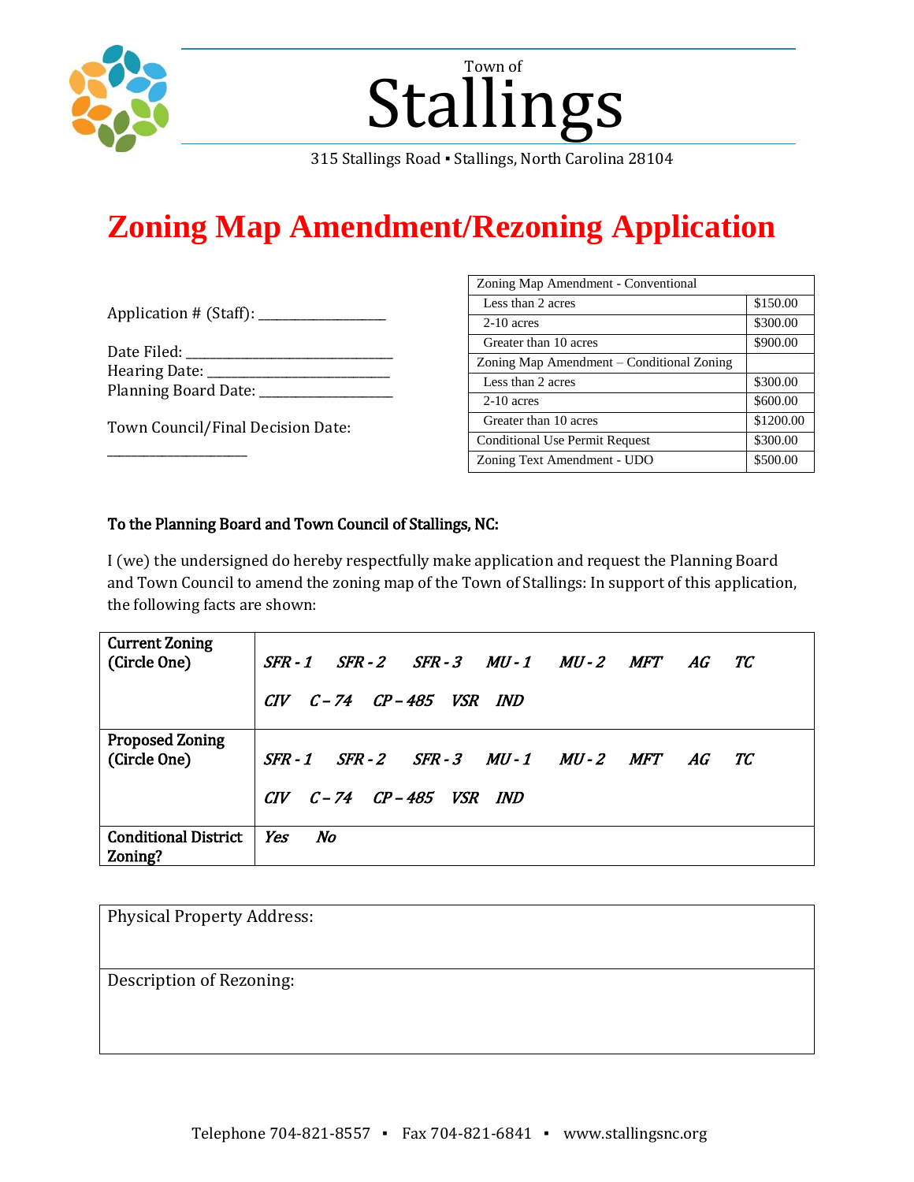Town of

# Stallings

315 Stallings Road ▪ Stallings, North Carolina 28104

# Zoning Map Amendment/Rezoning Application

Application # (Staff): ___________________

Date Filed: ______________________________
Hearing Date: ___________________________
Planning Board Date: ____________________

Town Council/Final Decision Date: ____________________

| Zoning Map Amendment - Conventional | |
|---|---|
| Less than 2 acres | $150.00 |
| 2-10 acres | $300.00 |
| Greater than 10 acres | $900.00 |
| Zoning Map Amendment – Conditional Zoning | |
| Less than 2 acres | $300.00 |
| 2-10 acres | $600.00 |
| Greater than 10 acres | $1200.00 |
| Conditional Use Permit Request | $300.00 |
| Zoning Text Amendment - UDO | $500.00 |

**To the Planning Board and Town Council of Stallings, NC:**

I (we) the undersigned do hereby respectfully make application and request the Planning Board and Town Council to amend the zoning map of the Town of Stallings: In support of this application, the following facts are shown:

| | |
|---|---|
| **Current Zoning (Circle One)** | *SFR - 1  SFR - 2  SFR - 3  MU - 1  MU - 2  MFT  AG  TC  CIV  C – 74  CP – 485  VSR  IND* |
| **Proposed Zoning (Circle One)** | *SFR - 1  SFR - 2  SFR - 3  MU - 1  MU - 2  MFT  AG  TC  CIV  C – 74  CP – 485  VSR  IND* |
| **Conditional District Zoning?** | *Yes  No* |

| |
|---|
| Physical Property Address: |
| Description of Rezoning: |

Telephone 704-821-8557 ▪ Fax 704-821-6841 ▪ www.stallingsnc.org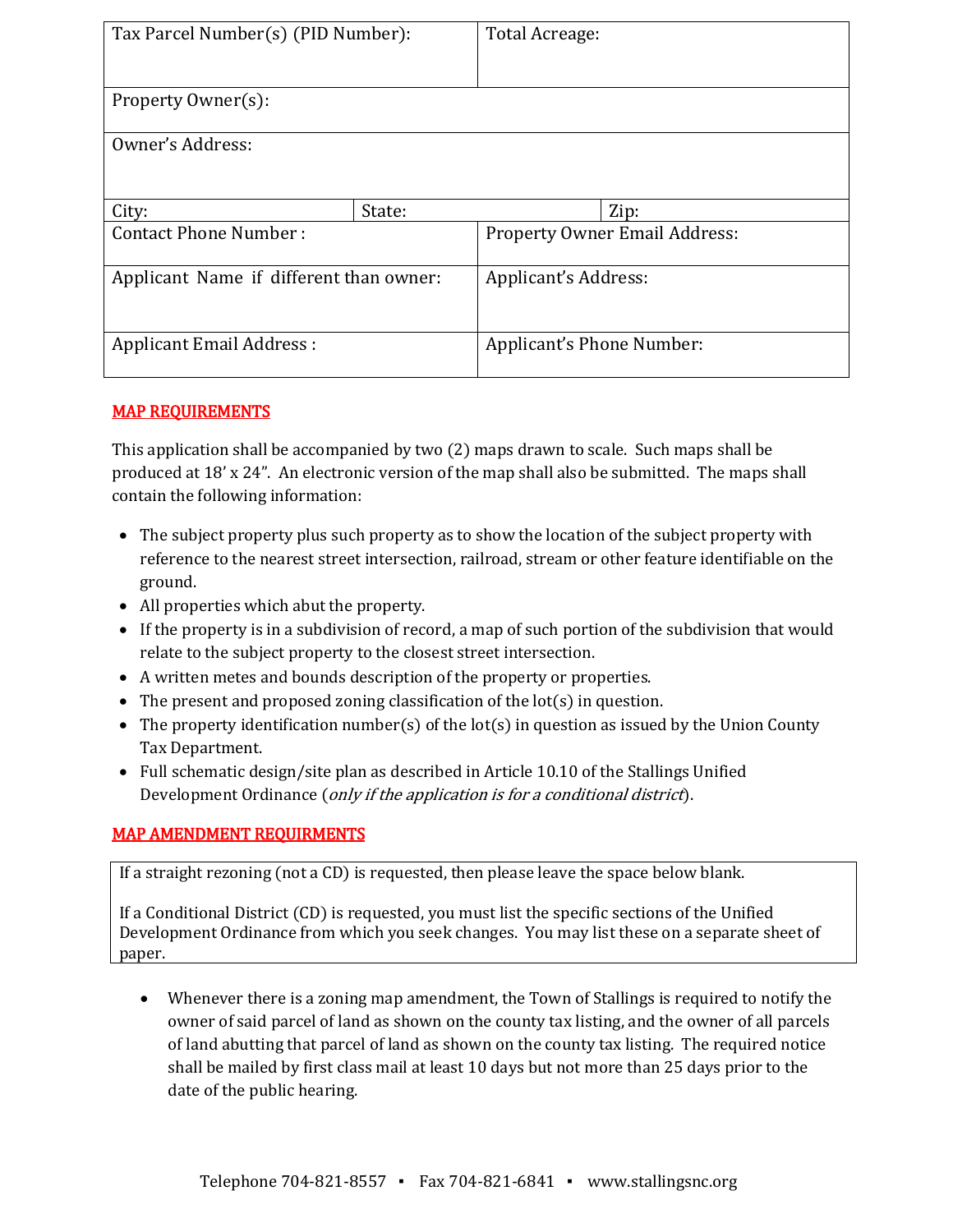| | | | |
|---|---|---|---|
| Tax Parcel Number(s) (PID Number): | | Total Acreage: | |
| Property Owner(s): | | | |
| Owner's Address: | | | |
| City: | State: | | Zip: |
| Contact Phone Number : | | Property Owner Email Address: | |
| Applicant Name if different than owner: | | Applicant's Address: | |
| Applicant Email Address : | | Applicant's Phone Number: | |

## MAP REQUIREMENTS

This application shall be accompanied by two (2) maps drawn to scale. Such maps shall be produced at 18' x 24". An electronic version of the map shall also be submitted. The maps shall contain the following information:

- The subject property plus such property as to show the location of the subject property with reference to the nearest street intersection, railroad, stream or other feature identifiable on the ground.
- All properties which abut the property.
- If the property is in a subdivision of record, a map of such portion of the subdivision that would relate to the subject property to the closest street intersection.
- A written metes and bounds description of the property or properties.
- The present and proposed zoning classification of the lot(s) in question.
- The property identification number(s) of the lot(s) in question as issued by the Union County Tax Department.
- Full schematic design/site plan as described in Article 10.10 of the Stallings Unified Development Ordinance (*only if the application is for a conditional district*).

## MAP AMENDMENT REQUIRMENTS

If a straight rezoning (not a CD) is requested, then please leave the space below blank.

If a Conditional District (CD) is requested, you must list the specific sections of the Unified Development Ordinance from which you seek changes. You may list these on a separate sheet of paper.

- Whenever there is a zoning map amendment, the Town of Stallings is required to notify the owner of said parcel of land as shown on the county tax listing, and the owner of all parcels of land abutting that parcel of land as shown on the county tax listing. The required notice shall be mailed by first class mail at least 10 days but not more than 25 days prior to the date of the public hearing.

Telephone 704-821-8557 ▪ Fax 704-821-6841 ▪ www.stallingsnc.org